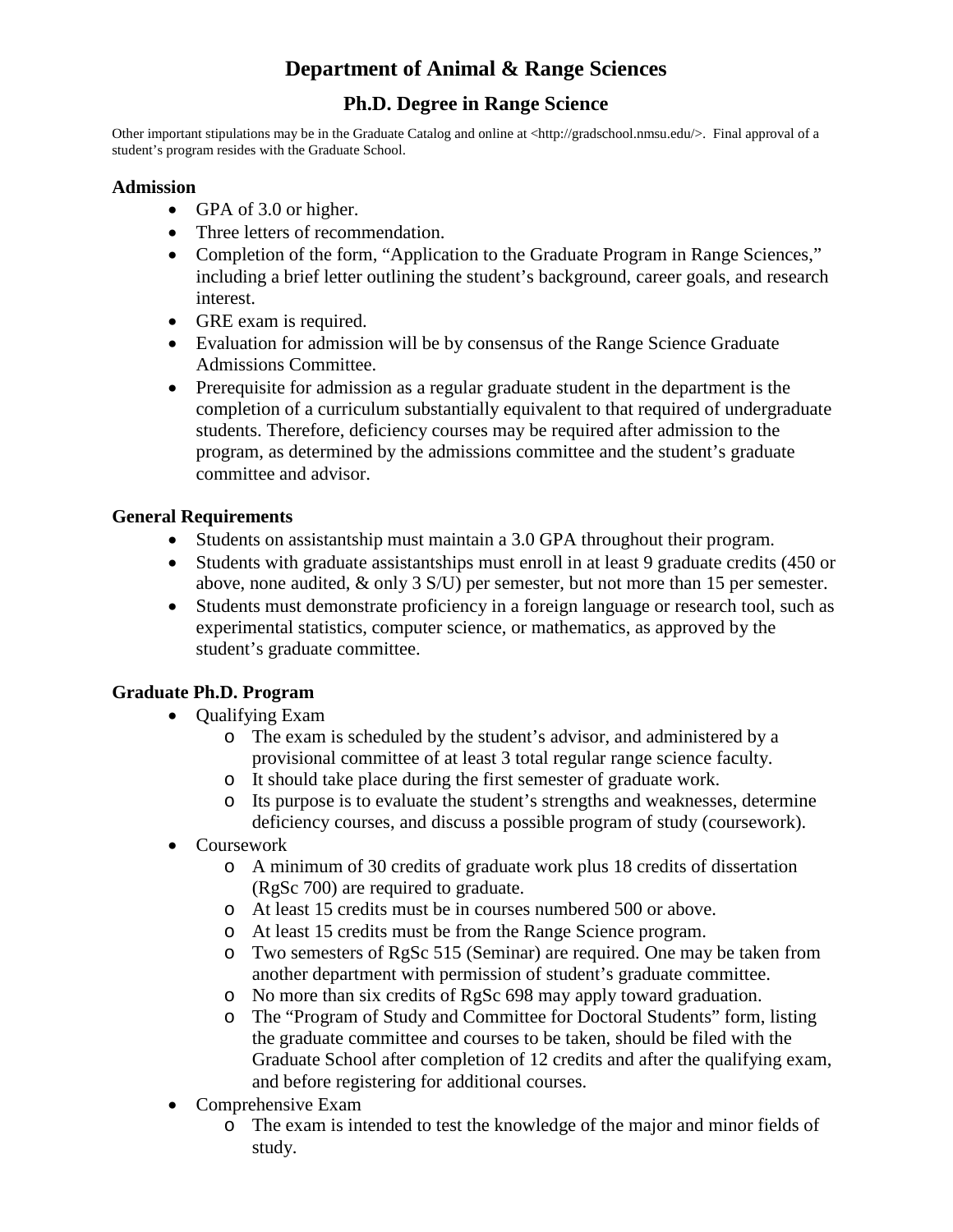# Department of Animal & Range Sciences

## Ph.D. Degree in Range Science

Other important stipulations may be in the Graduate Catalog and online at <http://gradschool.nmsu.edu/>. Final approval of a student's program resides with the Graduate School.

### Admission

- GPA of 3.0 or higher.
- Three letters of recommendation.
- Completion of the form, "Application to the Graduate Program in Range Sciences," including a brief letter outlining the student's background, career goals, and research interest.
- GRE exam is required.
- Evaluation for admission will be by consensus of the Range Science Graduate Admissions Committee.
- Prerequisite for admission as a regular graduate student in the department is the completion of a curriculum substantially equivalent to that required of undergraduate students. Therefore, deficiency courses may be required after admission to the program, as determined by the admissions committee and the student's graduate committee and advisor.

### General Requirements

- Students on assistantship must maintain a 3.0 GPA throughout their program.
- Students with graduate assistantships must enroll in at least 9 graduate credits (450 or above, none audited, & only 3 S/U) per semester, but not more than 15 per semester.
- Students must demonstrate proficiency in a foreign language or research tool, such as experimental statistics, computer science, or mathematics, as approved by the student's graduate committee.

### Graduate Ph.D. Program

- Qualifying Exam
  - The exam is scheduled by the student's advisor, and administered by a provisional committee of at least 3 total regular range science faculty.
  - It should take place during the first semester of graduate work.
  - Its purpose is to evaluate the student's strengths and weaknesses, determine deficiency courses, and discuss a possible program of study (coursework).
- Coursework
  - A minimum of 30 credits of graduate work plus 18 credits of dissertation (RgSc 700) are required to graduate.
  - At least 15 credits must be in courses numbered 500 or above.
  - At least 15 credits must be from the Range Science program.
  - Two semesters of RgSc 515 (Seminar) are required. One may be taken from another department with permission of student's graduate committee.
  - No more than six credits of RgSc 698 may apply toward graduation.
  - The "Program of Study and Committee for Doctoral Students" form, listing the graduate committee and courses to be taken, should be filed with the Graduate School after completion of 12 credits and after the qualifying exam, and before registering for additional courses.
- Comprehensive Exam
  - The exam is intended to test the knowledge of the major and minor fields of study.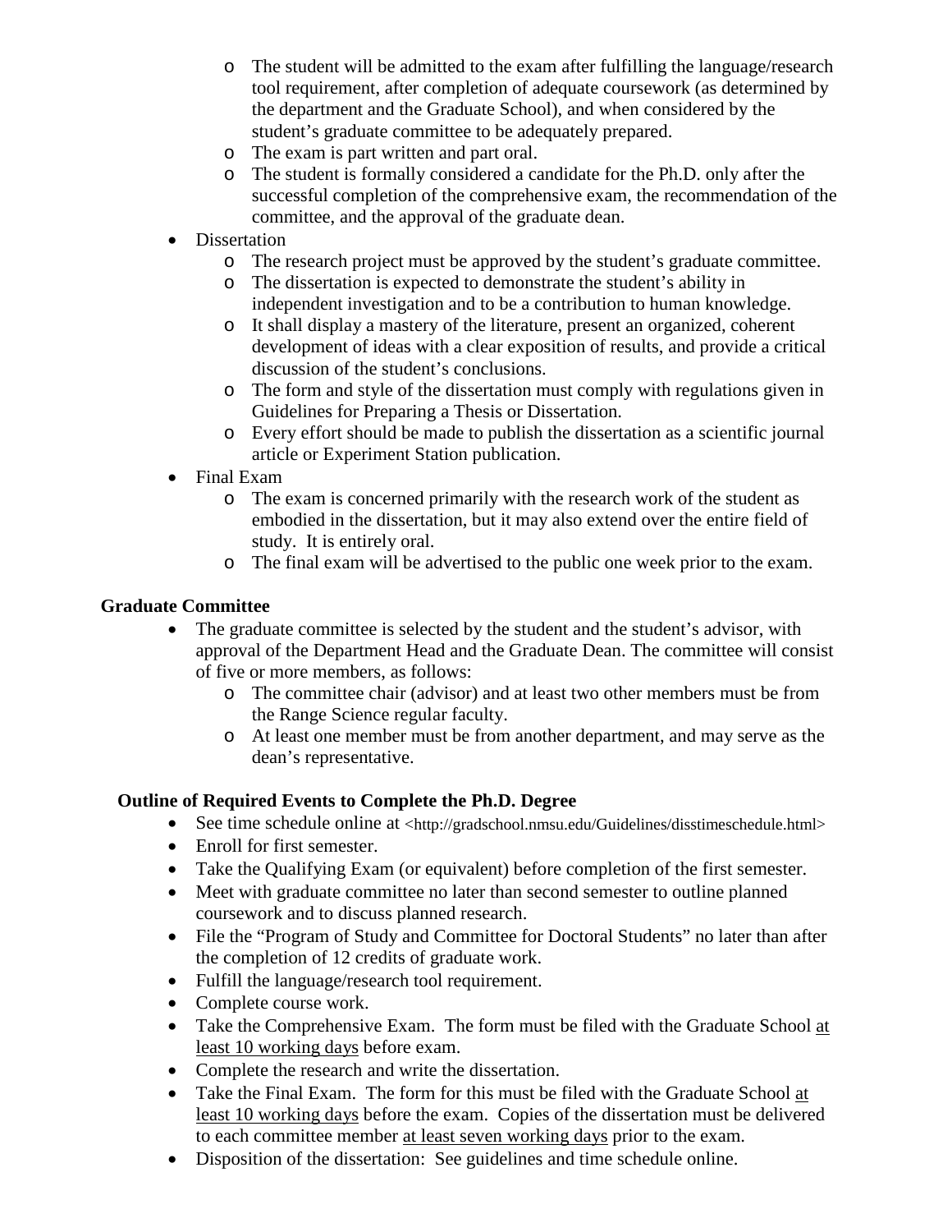- The student will be admitted to the exam after fulfilling the language/research tool requirement, after completion of adequate coursework (as determined by the department and the Graduate School), and when considered by the student's graduate committee to be adequately prepared.
  - The exam is part written and part oral.
  - The student is formally considered a candidate for the Ph.D. only after the successful completion of the comprehensive exam, the recommendation of the committee, and the approval of the graduate dean.
- Dissertation
  - The research project must be approved by the student's graduate committee.
  - The dissertation is expected to demonstrate the student's ability in independent investigation and to be a contribution to human knowledge.
  - It shall display a mastery of the literature, present an organized, coherent development of ideas with a clear exposition of results, and provide a critical discussion of the student's conclusions.
  - The form and style of the dissertation must comply with regulations given in Guidelines for Preparing a Thesis or Dissertation.
  - Every effort should be made to publish the dissertation as a scientific journal article or Experiment Station publication.
- Final Exam
  - The exam is concerned primarily with the research work of the student as embodied in the dissertation, but it may also extend over the entire field of study. It is entirely oral.
  - The final exam will be advertised to the public one week prior to the exam.

**Graduate Committee**

- The graduate committee is selected by the student and the student's advisor, with approval of the Department Head and the Graduate Dean. The committee will consist of five or more members, as follows:
  - The committee chair (advisor) and at least two other members must be from the Range Science regular faculty.
  - At least one member must be from another department, and may serve as the dean's representative.

**Outline of Required Events to Complete the Ph.D. Degree**

- See time schedule online at <http://gradschool.nmsu.edu/Guidelines/disstimeschedule.html>
- Enroll for first semester.
- Take the Qualifying Exam (or equivalent) before completion of the first semester.
- Meet with graduate committee no later than second semester to outline planned coursework and to discuss planned research.
- File the "Program of Study and Committee for Doctoral Students" no later than after the completion of 12 credits of graduate work.
- Fulfill the language/research tool requirement.
- Complete course work.
- Take the Comprehensive Exam. The form must be filed with the Graduate School at least 10 working days before exam.
- Complete the research and write the dissertation.
- Take the Final Exam. The form for this must be filed with the Graduate School at least 10 working days before the exam. Copies of the dissertation must be delivered to each committee member at least seven working days prior to the exam.
- Disposition of the dissertation: See guidelines and time schedule online.